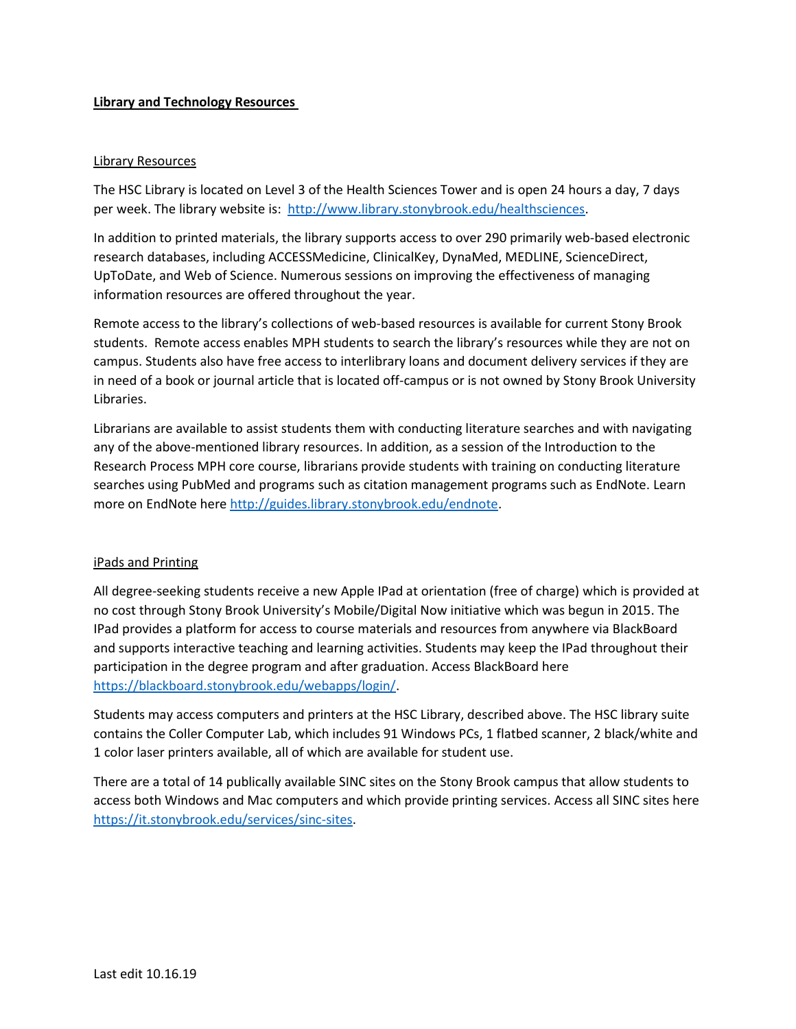# **Library and Technology Resources**

## Library Resources

The HSC Library is located on Level 3 of the Health Sciences Tower and is open 24 hours a day, 7 days per week. The library website is: http://www.library.stonybrook.edu/healthsciences.

In addition to printed materials, the library supports access to over 290 primarily web-based electronic research databases, including ACCESSMedicine, ClinicalKey, DynaMed, MEDLINE, ScienceDirect, UpToDate, and Web of Science. Numerous sessions on improving the effectiveness of managing information resources are offered throughout the year.

Remote access to the library's collections of web-based resources is available for current Stony Brook students. Remote access enables MPH students to search the library's resources while they are not on campus. Students also have free access to interlibrary loans and document delivery services if they are in need of a book or journal article that is located off-campus or is not owned by Stony Brook University Libraries.

Librarians are available to assist students them with conducting literature searches and with navigating any of the above-mentioned library resources. In addition, as a session of the Introduction to the Research Process MPH core course, librarians provide students with training on conducting literature searches using PubMed and programs such as citation management programs such as EndNote. Learn more on EndNote here http://guides.library.stonybrook.edu/endnote.

## iPads and Printing

All degree-seeking students receive a new Apple IPad at orientation (free of charge) which is provided at no cost through Stony Brook University's Mobile/Digital Now initiative which was begun in 2015. The IPad provides a platform for access to course materials and resources from anywhere via BlackBoard and supports interactive teaching and learning activities. Students may keep the IPad throughout their participation in the degree program and after graduation. Access BlackBoard here https://blackboard.stonybrook.edu/webapps/login/.

Students may access computers and printers at the HSC Library, described above. The HSC library suite contains the Coller Computer Lab, which includes 91 Windows PCs, 1 flatbed scanner, 2 black/white and 1 color laser printers available, all of which are available for student use.

There are a total of 14 publically available SINC sites on the Stony Brook campus that allow students to access both Windows and Mac computers and which provide printing services. Access all SINC sites here https://it.stonybrook.edu/services/sinc-sites.

Last edit 10.16.19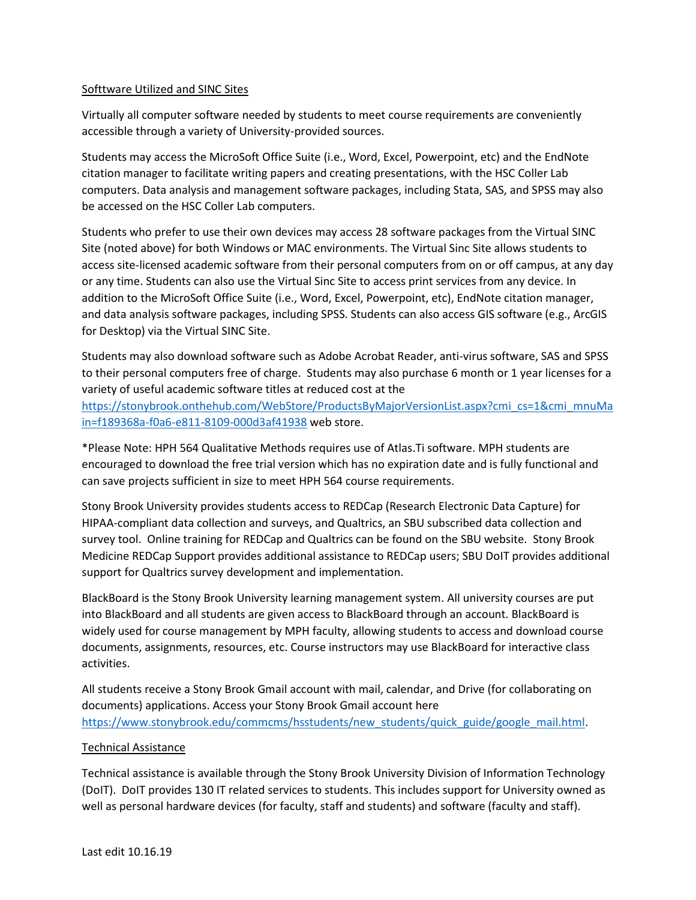Softtware Utilized and SINC Sites

Virtually all computer software needed by students to meet course requirements are conveniently accessible through a variety of University-provided sources.

Students may access the MicroSoft Office Suite (i.e., Word, Excel, Powerpoint, etc) and the EndNote citation manager to facilitate writing papers and creating presentations, with the HSC Coller Lab computers. Data analysis and management software packages, including Stata, SAS, and SPSS may also be accessed on the HSC Coller Lab computers.

Students who prefer to use their own devices may access 28 software packages from the Virtual SINC Site (noted above) for both Windows or MAC environments. The Virtual Sinc Site allows students to access site-licensed academic software from their personal computers from on or off campus, at any day or any time. Students can also use the Virtual Sinc Site to access print services from any device. In addition to the MicroSoft Office Suite (i.e., Word, Excel, Powerpoint, etc), EndNote citation manager, and data analysis software packages, including SPSS. Students can also access GIS software (e.g., ArcGIS for Desktop) via the Virtual SINC Site.

Students may also download software such as Adobe Acrobat Reader, anti-virus software, SAS and SPSS to their personal computers free of charge. Students may also purchase 6 month or 1 year licenses for a variety of useful academic software titles at reduced cost at the https://stonybrook.onthehub.com/WebStore/ProductsByMajorVersionList.aspx?cmi_cs=1&cmi_mnuMain=f189368a-f0a6-e811-8109-000d3af41938 web store.

*Please Note: HPH 564 Qualitative Methods requires use of Atlas.Ti software. MPH students are encouraged to download the free trial version which has no expiration date and is fully functional and can save projects sufficient in size to meet HPH 564 course requirements.

Stony Brook University provides students access to REDCap (Research Electronic Data Capture) for HIPAA-compliant data collection and surveys, and Qualtrics, an SBU subscribed data collection and survey tool. Online training for REDCap and Qualtrics can be found on the SBU website. Stony Brook Medicine REDCap Support provides additional assistance to REDCap users; SBU DoIT provides additional support for Qualtrics survey development and implementation.

BlackBoard is the Stony Brook University learning management system. All university courses are put into BlackBoard and all students are given access to BlackBoard through an account. BlackBoard is widely used for course management by MPH faculty, allowing students to access and download course documents, assignments, resources, etc. Course instructors may use BlackBoard for interactive class activities.

All students receive a Stony Brook Gmail account with mail, calendar, and Drive (for collaborating on documents) applications. Access your Stony Brook Gmail account here https://www.stonybrook.edu/commcms/hsstudents/new_students/quick_guide/google_mail.html.

Technical Assistance

Technical assistance is available through the Stony Brook University Division of Information Technology (DoIT). DoIT provides 130 IT related services to students. This includes support for University owned as well as personal hardware devices (for faculty, staff and students) and software (faculty and staff).

Last edit 10.16.19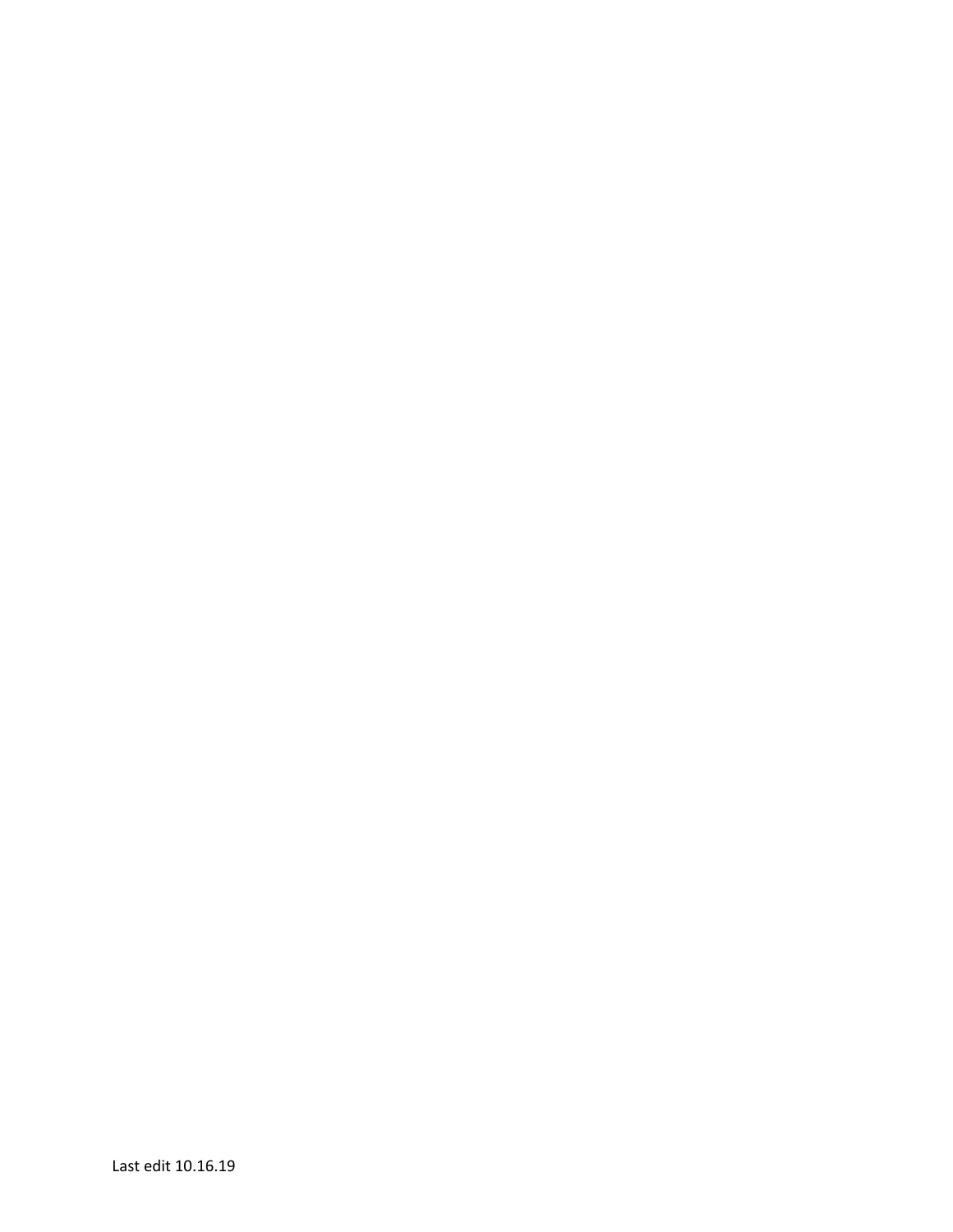Last edit 10.16.19